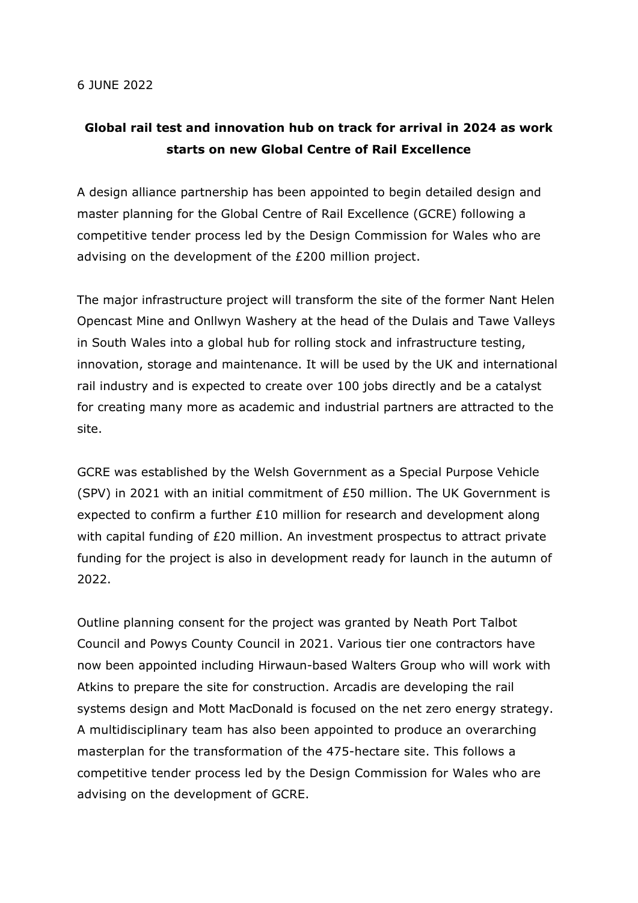6 JUNE 2022

# Global rail test and innovation hub on track for arrival in 2024 as work starts on new Global Centre of Rail Excellence

A design alliance partnership has been appointed to begin detailed design and master planning for the Global Centre of Rail Excellence (GCRE) following a competitive tender process led by the Design Commission for Wales who are advising on the development of the £200 million project.

The major infrastructure project will transform the site of the former Nant Helen Opencast Mine and Onllwyn Washery at the head of the Dulais and Tawe Valleys in South Wales into a global hub for rolling stock and infrastructure testing, innovation, storage and maintenance. It will be used by the UK and international rail industry and is expected to create over 100 jobs directly and be a catalyst for creating many more as academic and industrial partners are attracted to the site.

GCRE was established by the Welsh Government as a Special Purpose Vehicle (SPV) in 2021 with an initial commitment of £50 million. The UK Government is expected to confirm a further £10 million for research and development along with capital funding of £20 million. An investment prospectus to attract private funding for the project is also in development ready for launch in the autumn of 2022.

Outline planning consent for the project was granted by Neath Port Talbot Council and Powys County Council in 2021. Various tier one contractors have now been appointed including Hirwaun-based Walters Group who will work with Atkins to prepare the site for construction. Arcadis are developing the rail systems design and Mott MacDonald is focused on the net zero energy strategy. A multidisciplinary team has also been appointed to produce an overarching masterplan for the transformation of the 475-hectare site. This follows a competitive tender process led by the Design Commission for Wales who are advising on the development of GCRE.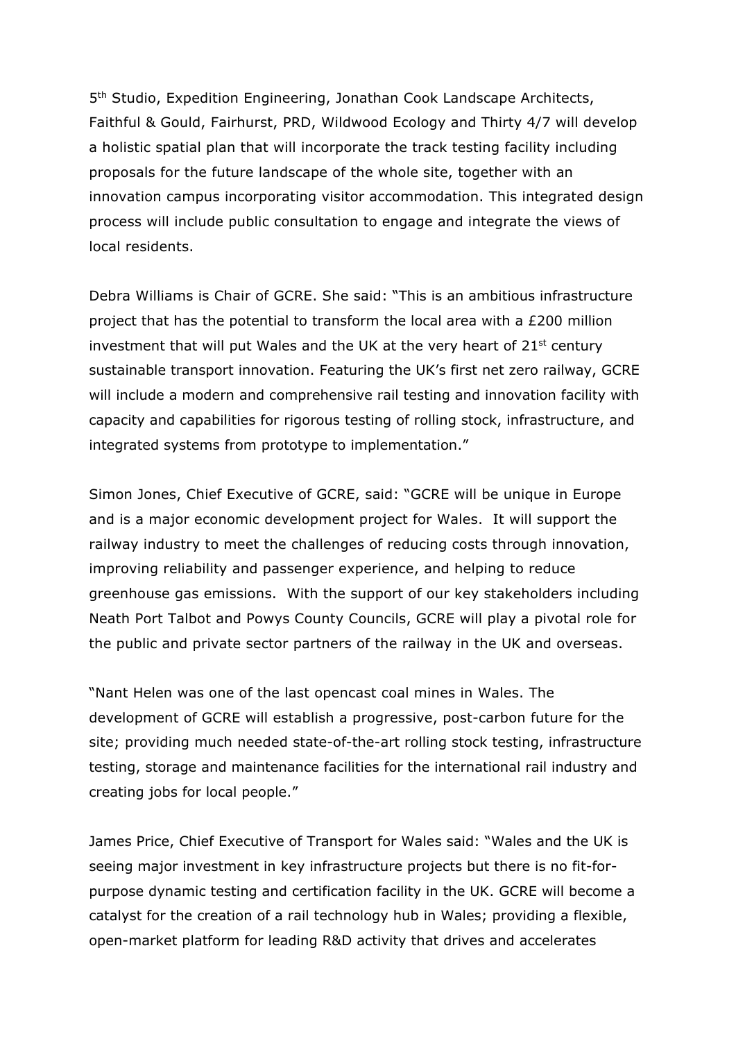5th Studio, Expedition Engineering, Jonathan Cook Landscape Architects, Faithful & Gould, Fairhurst, PRD, Wildwood Ecology and Thirty 4/7 will develop a holistic spatial plan that will incorporate the track testing facility including proposals for the future landscape of the whole site, together with an innovation campus incorporating visitor accommodation. This integrated design process will include public consultation to engage and integrate the views of local residents.

Debra Williams is Chair of GCRE. She said: "This is an ambitious infrastructure project that has the potential to transform the local area with a £200 million investment that will put Wales and the UK at the very heart of 21st century sustainable transport innovation. Featuring the UK's first net zero railway, GCRE will include a modern and comprehensive rail testing and innovation facility with capacity and capabilities for rigorous testing of rolling stock, infrastructure, and integrated systems from prototype to implementation."

Simon Jones, Chief Executive of GCRE, said: "GCRE will be unique in Europe and is a major economic development project for Wales. It will support the railway industry to meet the challenges of reducing costs through innovation, improving reliability and passenger experience, and helping to reduce greenhouse gas emissions. With the support of our key stakeholders including Neath Port Talbot and Powys County Councils, GCRE will play a pivotal role for the public and private sector partners of the railway in the UK and overseas.

"Nant Helen was one of the last opencast coal mines in Wales. The development of GCRE will establish a progressive, post-carbon future for the site; providing much needed state-of-the-art rolling stock testing, infrastructure testing, storage and maintenance facilities for the international rail industry and creating jobs for local people."

James Price, Chief Executive of Transport for Wales said: "Wales and the UK is seeing major investment in key infrastructure projects but there is no fit-for-purpose dynamic testing and certification facility in the UK. GCRE will become a catalyst for the creation of a rail technology hub in Wales; providing a flexible, open-market platform for leading R&D activity that drives and accelerates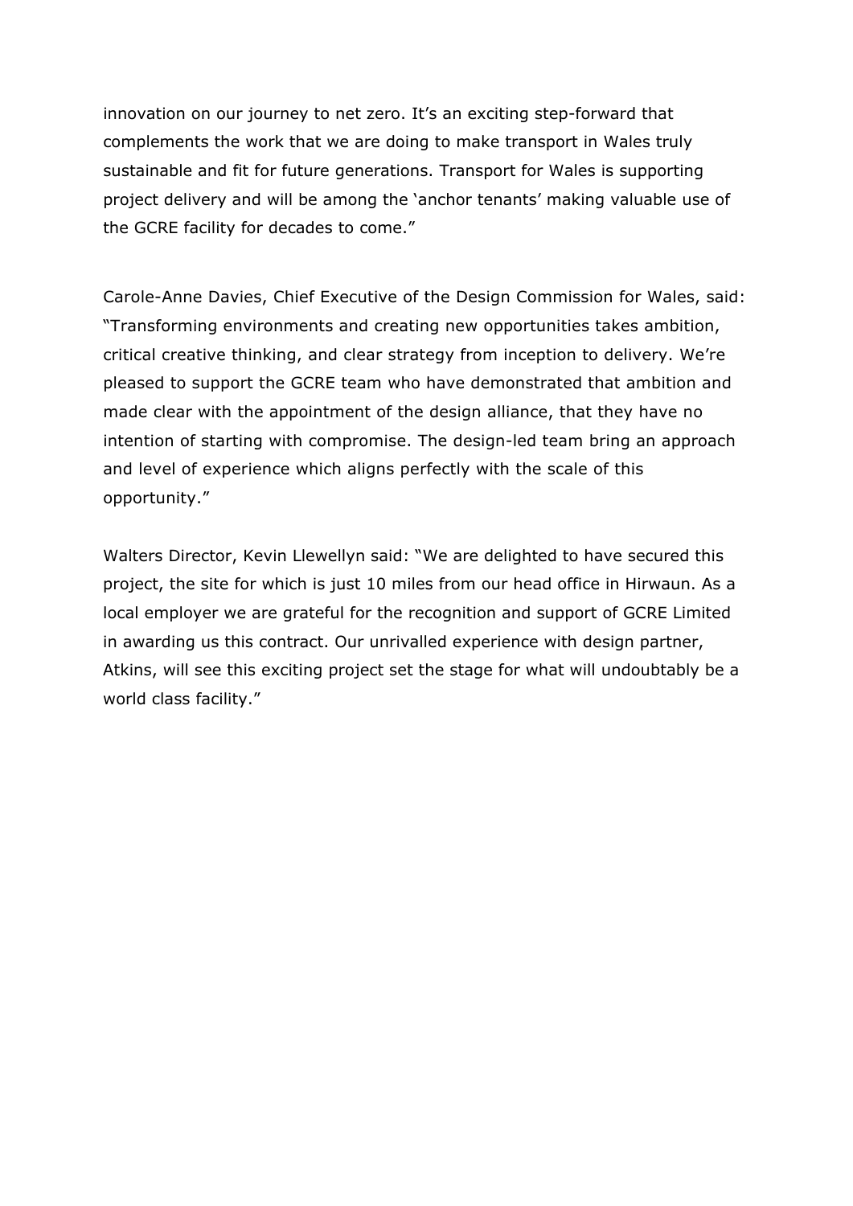innovation on our journey to net zero. It's an exciting step-forward that complements the work that we are doing to make transport in Wales truly sustainable and fit for future generations. Transport for Wales is supporting project delivery and will be among the 'anchor tenants' making valuable use of the GCRE facility for decades to come."

Carole-Anne Davies, Chief Executive of the Design Commission for Wales, said: "Transforming environments and creating new opportunities takes ambition, critical creative thinking, and clear strategy from inception to delivery. We're pleased to support the GCRE team who have demonstrated that ambition and made clear with the appointment of the design alliance, that they have no intention of starting with compromise. The design-led team bring an approach and level of experience which aligns perfectly with the scale of this opportunity."

Walters Director, Kevin Llewellyn said: "We are delighted to have secured this project, the site for which is just 10 miles from our head office in Hirwaun. As a local employer we are grateful for the recognition and support of GCRE Limited in awarding us this contract. Our unrivalled experience with design partner, Atkins, will see this exciting project set the stage for what will undoubtably be a world class facility."